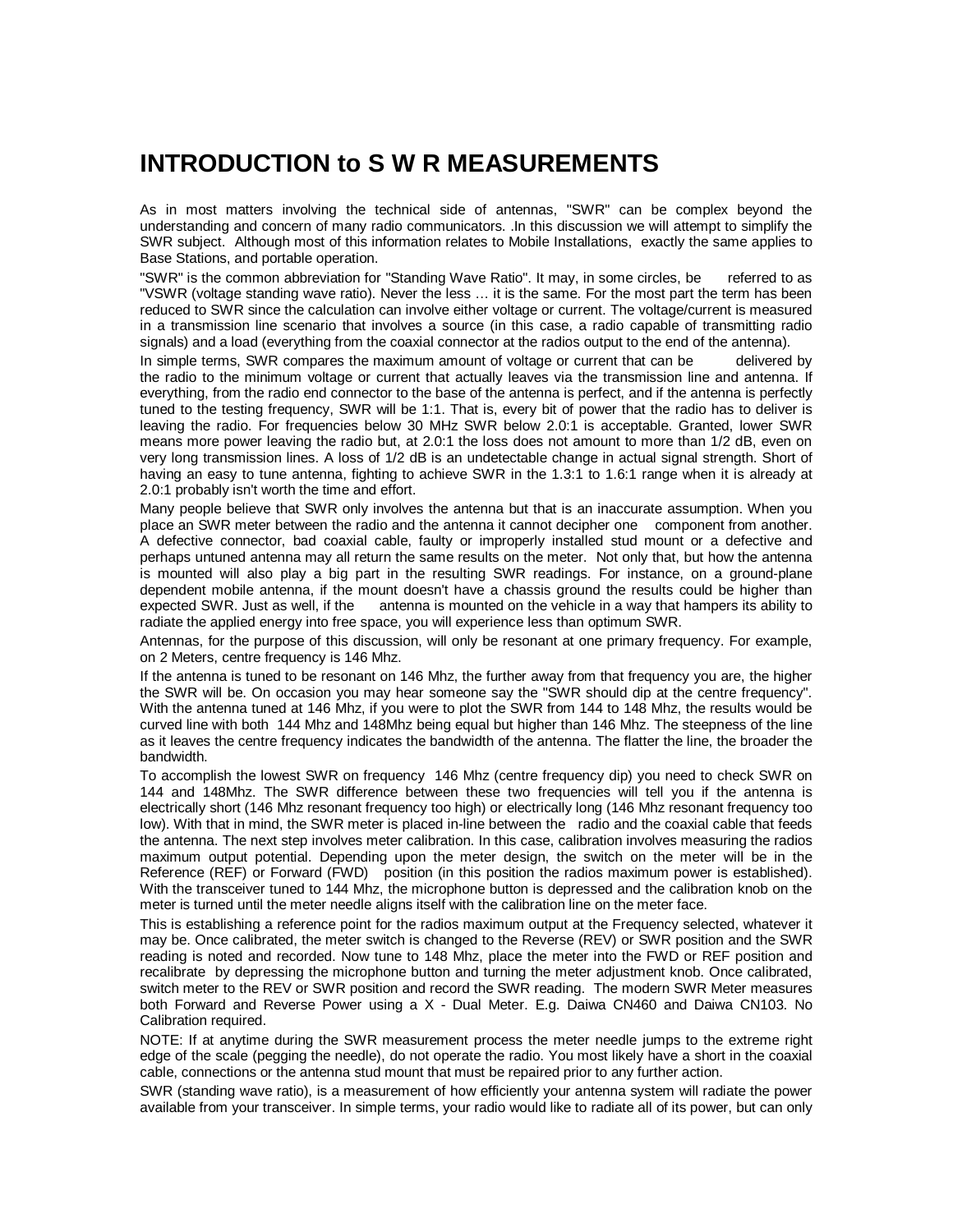# INTRODUCTION to S W R MEASUREMENTS

As in most matters involving the technical side of antennas, "SWR" can be complex beyond the understanding and concern of many radio communicators. .In this discussion we will attempt to simplify the SWR subject. Although most of this information relates to Mobile Installations, exactly the same applies to Base Stations, and portable operation.

"SWR" is the common abbreviation for "Standing Wave Ratio". It may, in some circles, be referred to as "VSWR (voltage standing wave ratio). Never the less … it is the same. For the most part the term has been reduced to SWR since the calculation can involve either voltage or current. The voltage/current is measured in a transmission line scenario that involves a source (in this case, a radio capable of transmitting radio signals) and a load (everything from the coaxial connector at the radios output to the end of the antenna).

In simple terms, SWR compares the maximum amount of voltage or current that can be delivered by the radio to the minimum voltage or current that actually leaves via the transmission line and antenna. If everything, from the radio end connector to the base of the antenna is perfect, and if the antenna is perfectly tuned to the testing frequency, SWR will be 1:1. That is, every bit of power that the radio has to deliver is leaving the radio. For frequencies below 30 MHz SWR below 2.0:1 is acceptable. Granted, lower SWR means more power leaving the radio but, at 2.0:1 the loss does not amount to more than 1/2 dB, even on very long transmission lines. A loss of 1/2 dB is an undetectable change in actual signal strength. Short of having an easy to tune antenna, fighting to achieve SWR in the 1.3:1 to 1.6:1 range when it is already at 2.0:1 probably isn't worth the time and effort.

Many people believe that SWR only involves the antenna but that is an inaccurate assumption. When you place an SWR meter between the radio and the antenna it cannot decipher one component from another. A defective connector, bad coaxial cable, faulty or improperly installed stud mount or a defective and perhaps untuned antenna may all return the same results on the meter. Not only that, but how the antenna is mounted will also play a big part in the resulting SWR readings. For instance, on a ground-plane dependent mobile antenna, if the mount doesn't have a chassis ground the results could be higher than expected SWR. Just as well, if the antenna is mounted on the vehicle in a way that hampers its ability to radiate the applied energy into free space, you will experience less than optimum SWR.

Antennas, for the purpose of this discussion, will only be resonant at one primary frequency. For example, on 2 Meters, centre frequency is 146 Mhz.

If the antenna is tuned to be resonant on 146 Mhz, the further away from that frequency you are, the higher the SWR will be. On occasion you may hear someone say the "SWR should dip at the centre frequency". With the antenna tuned at 146 Mhz, if you were to plot the SWR from 144 to 148 Mhz, the results would be curved line with both 144 Mhz and 148Mhz being equal but higher than 146 Mhz. The steepness of the line as it leaves the centre frequency indicates the bandwidth of the antenna. The flatter the line, the broader the bandwidth.

To accomplish the lowest SWR on frequency 146 Mhz (centre frequency dip) you need to check SWR on 144 and 148Mhz. The SWR difference between these two frequencies will tell you if the antenna is electrically short (146 Mhz resonant frequency too high) or electrically long (146 Mhz resonant frequency too low). With that in mind, the SWR meter is placed in-line between the radio and the coaxial cable that feeds the antenna. The next step involves meter calibration. In this case, calibration involves measuring the radios maximum output potential. Depending upon the meter design, the switch on the meter will be in the Reference (REF) or Forward (FWD) position (in this position the radios maximum power is established). With the transceiver tuned to 144 Mhz, the microphone button is depressed and the calibration knob on the meter is turned until the meter needle aligns itself with the calibration line on the meter face.

This is establishing a reference point for the radios maximum output at the Frequency selected, whatever it may be. Once calibrated, the meter switch is changed to the Reverse (REV) or SWR position and the SWR reading is noted and recorded. Now tune to 148 Mhz, place the meter into the FWD or REF position and recalibrate by depressing the microphone button and turning the meter adjustment knob. Once calibrated, switch meter to the REV or SWR position and record the SWR reading. The modern SWR Meter measures both Forward and Reverse Power using a X - Dual Meter. E.g. Daiwa CN460 and Daiwa CN103. No Calibration required.

NOTE: If at anytime during the SWR measurement process the meter needle jumps to the extreme right edge of the scale (pegging the needle), do not operate the radio. You most likely have a short in the coaxial cable, connections or the antenna stud mount that must be repaired prior to any further action.

SWR (standing wave ratio), is a measurement of how efficiently your antenna system will radiate the power available from your transceiver. In simple terms, your radio would like to radiate all of its power, but can only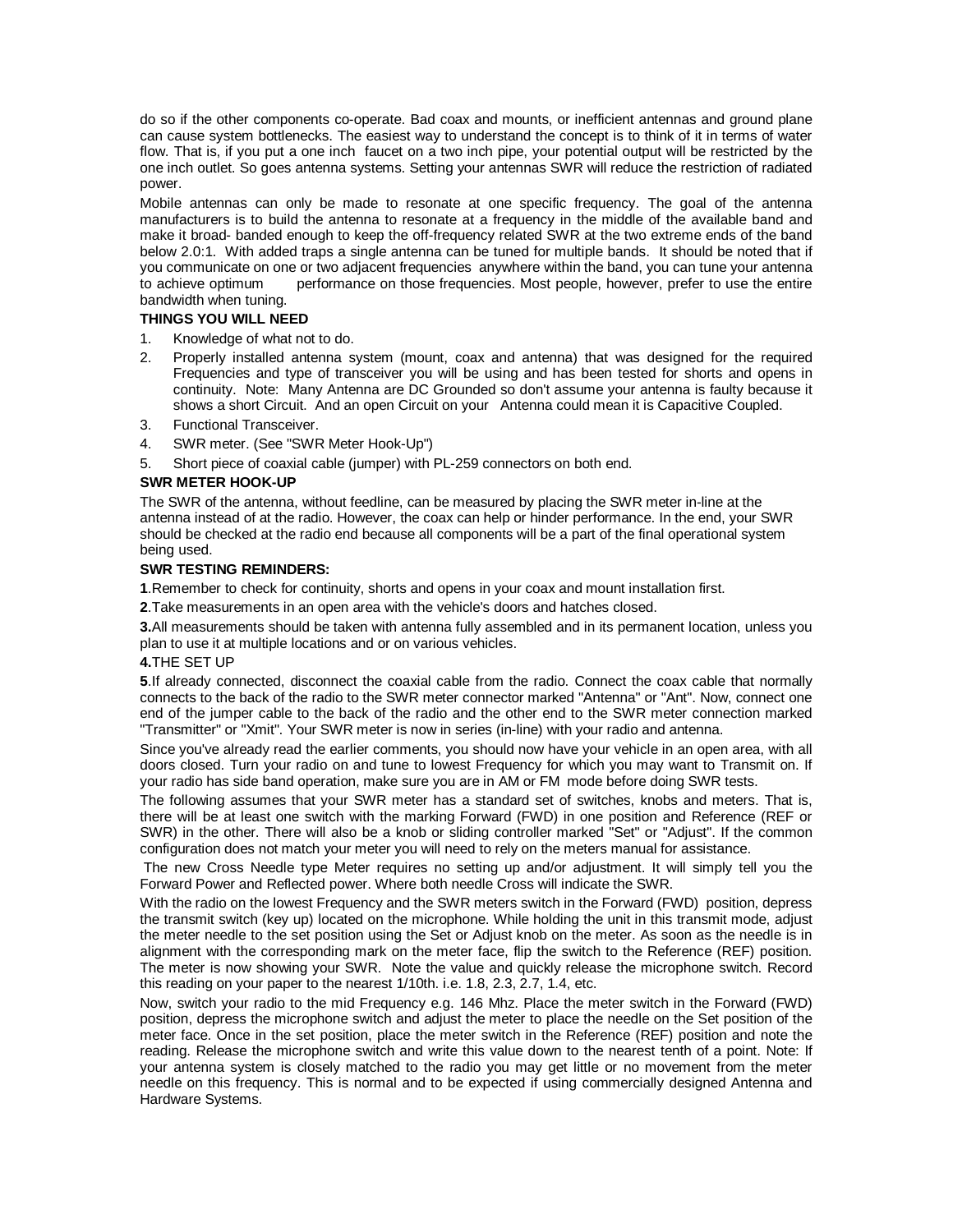do so if the other components co-operate. Bad coax and mounts, or inefficient antennas and ground plane can cause system bottlenecks. The easiest way to understand the concept is to think of it in terms of water flow. That is, if you put a one inch faucet on a two inch pipe, your potential output will be restricted by the one inch outlet. So goes antenna systems. Setting your antennas SWR will reduce the restriction of radiated power.

Mobile antennas can only be made to resonate at one specific frequency. The goal of the antenna manufacturers is to build the antenna to resonate at a frequency in the middle of the available band and make it broad- banded enough to keep the off-frequency related SWR at the two extreme ends of the band below 2.0:1. With added traps a single antenna can be tuned for multiple bands. It should be noted that if you communicate on one or two adjacent frequencies anywhere within the band, you can tune your antenna to achieve optimum performance on those frequencies. Most people, however, prefer to use the entire bandwidth when tuning.

**THINGS YOU WILL NEED**

1. Knowledge of what not to do.
2. Properly installed antenna system (mount, coax and antenna) that was designed for the required Frequencies and type of transceiver you will be using and has been tested for shorts and opens in continuity. Note: Many Antenna are DC Grounded so don't assume your antenna is faulty because it shows a short Circuit. And an open Circuit on your Antenna could mean it is Capacitive Coupled.
3. Functional Transceiver.
4. SWR meter. (See "SWR Meter Hook-Up")
5. Short piece of coaxial cable (jumper) with PL-259 connectors on both end.

**SWR METER HOOK-UP**

The SWR of the antenna, without feedline, can be measured by placing the SWR meter in-line at the antenna instead of at the radio. However, the coax can help or hinder performance. In the end, your SWR should be checked at the radio end because all components will be a part of the final operational system being used.

**SWR TESTING REMINDERS:**

**1**.Remember to check for continuity, shorts and opens in your coax and mount installation first.

**2**.Take measurements in an open area with the vehicle's doors and hatches closed.

**3.**All measurements should be taken with antenna fully assembled and in its permanent location, unless you plan to use it at multiple locations and or on various vehicles.

**4.**THE SET UP

**5**.If already connected, disconnect the coaxial cable from the radio. Connect the coax cable that normally connects to the back of the radio to the SWR meter connector marked "Antenna" or "Ant". Now, connect one end of the jumper cable to the back of the radio and the other end to the SWR meter connection marked "Transmitter" or "Xmit". Your SWR meter is now in series (in-line) with your radio and antenna.

Since you've already read the earlier comments, you should now have your vehicle in an open area, with all doors closed. Turn your radio on and tune to lowest Frequency for which you may want to Transmit on. If your radio has side band operation, make sure you are in AM or FM mode before doing SWR tests.

The following assumes that your SWR meter has a standard set of switches, knobs and meters. That is, there will be at least one switch with the marking Forward (FWD) in one position and Reference (REF or SWR) in the other. There will also be a knob or sliding controller marked "Set" or "Adjust". If the common configuration does not match your meter you will need to rely on the meters manual for assistance.

The new Cross Needle type Meter requires no setting up and/or adjustment. It will simply tell you the Forward Power and Reflected power. Where both needle Cross will indicate the SWR.

With the radio on the lowest Frequency and the SWR meters switch in the Forward (FWD) position, depress the transmit switch (key up) located on the microphone. While holding the unit in this transmit mode, adjust the meter needle to the set position using the Set or Adjust knob on the meter. As soon as the needle is in alignment with the corresponding mark on the meter face, flip the switch to the Reference (REF) position. The meter is now showing your SWR. Note the value and quickly release the microphone switch. Record this reading on your paper to the nearest 1/10th. i.e. 1.8, 2.3, 2.7, 1.4, etc.

Now, switch your radio to the mid Frequency e.g. 146 Mhz. Place the meter switch in the Forward (FWD) position, depress the microphone switch and adjust the meter to place the needle on the Set position of the meter face. Once in the set position, place the meter switch in the Reference (REF) position and note the reading. Release the microphone switch and write this value down to the nearest tenth of a point. Note: If your antenna system is closely matched to the radio you may get little or no movement from the meter needle on this frequency. This is normal and to be expected if using commercially designed Antenna and Hardware Systems.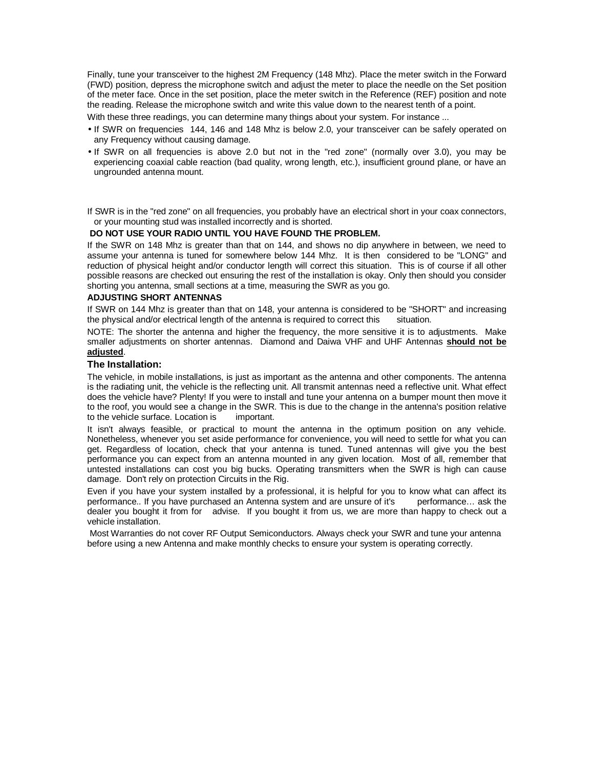Finally, tune your transceiver to the highest 2M Frequency (148 Mhz). Place the meter switch in the Forward (FWD) position, depress the microphone switch and adjust the meter to place the needle on the Set position of the meter face. Once in the set position, place the meter switch in the Reference (REF) position and note the reading. Release the microphone switch and write this value down to the nearest tenth of a point.

With these three readings, you can determine many things about your system. For instance ...

- If SWR on frequencies 144, 146 and 148 Mhz is below 2.0, your transceiver can be safely operated on any Frequency without causing damage.
- If SWR on all frequencies is above 2.0 but not in the "red zone" (normally over 3.0), you may be experiencing coaxial cable reaction (bad quality, wrong length, etc.), insufficient ground plane, or have an ungrounded antenna mount.

If SWR is in the "red zone" on all frequencies, you probably have an electrical short in your coax connectors, or your mounting stud was installed incorrectly and is shorted.

**DO NOT USE YOUR RADIO UNTIL YOU HAVE FOUND THE PROBLEM.**

If the SWR on 148 Mhz is greater than that on 144, and shows no dip anywhere in between, we need to assume your antenna is tuned for somewhere below 144 Mhz. It is then considered to be "LONG" and reduction of physical height and/or conductor length will correct this situation. This is of course if all other possible reasons are checked out ensuring the rest of the installation is okay. Only then should you consider shorting you antenna, small sections at a time, measuring the SWR as you go.

**ADJUSTING SHORT ANTENNAS**

If SWR on 144 Mhz is greater than that on 148, your antenna is considered to be "SHORT" and increasing the physical and/or electrical length of the antenna is required to correct this situation.

NOTE: The shorter the antenna and higher the frequency, the more sensitive it is to adjustments. Make smaller adjustments on shorter antennas. Diamond and Daiwa VHF and UHF Antennas **should not be adjusted**.

### The Installation:

The vehicle, in mobile installations, is just as important as the antenna and other components. The antenna is the radiating unit, the vehicle is the reflecting unit. All transmit antennas need a reflective unit. What effect does the vehicle have? Plenty! If you were to install and tune your antenna on a bumper mount then move it to the roof, you would see a change in the SWR. This is due to the change in the antenna's position relative to the vehicle surface. Location is important.

It isn't always feasible, or practical to mount the antenna in the optimum position on any vehicle. Nonetheless, whenever you set aside performance for convenience, you will need to settle for what you can get. Regardless of location, check that your antenna is tuned. Tuned antennas will give you the best performance you can expect from an antenna mounted in any given location. Most of all, remember that untested installations can cost you big bucks. Operating transmitters when the SWR is high can cause damage. Don't rely on protection Circuits in the Rig.

Even if you have your system installed by a professional, it is helpful for you to know what can affect its performance.. If you have purchased an Antenna system and are unsure of it's performance… ask the dealer you bought it from for advise. If you bought it from us, we are more than happy to check out a vehicle installation.

Most Warranties do not cover RF Output Semiconductors. Always check your SWR and tune your antenna before using a new Antenna and make monthly checks to ensure your system is operating correctly.